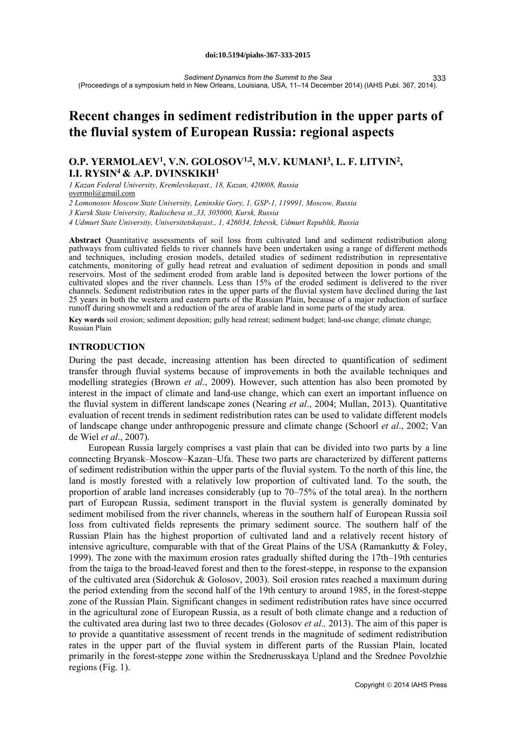doi:10.5194/piahs-367-333-2015

# Recent changes in sediment redistribution in the upper parts of the fluvial system of European Russia: regional aspects

## O.P. YERMOLAEV[1], V.N. GOLOSOV[1,2], M.V. KUMANI[3], L. F. LITVIN[2], I.I. RYSIN[4] & A.P. DVINSKIKH[1]

*1 Kazan Federal University, Kremlevskayast., 18, Kazan, 420008, Russia*
oyermol@gmail.com

*2 Lomonosov Moscow State University, Leninskie Gory, 1, GSP-1, 119991, Moscow, Russia*

*3 Kursk State University, Radischeva st.,33, 305000, Kursk, Russia*

*4 Udmurt State University, Universitetskayast., 1, 426034, Izhevsk, Udmurt Republik, Russia*

**Abstract** Quantitative assessments of soil loss from cultivated land and sediment redistribution along pathways from cultivated fields to river channels have been undertaken using a range of different methods and techniques, including erosion models, detailed studies of sediment redistribution in representative catchments, monitoring of gully head retreat and evaluation of sediment deposition in ponds and small reservoirs. Most of the sediment eroded from arable land is deposited between the lower portions of the cultivated slopes and the river channels. Less than 15% of the eroded sediment is delivered to the river channels. Sediment redistribution rates in the upper parts of the fluvial system have declined during the last 25 years in both the western and eastern parts of the Russian Plain, because of a major reduction of surface runoff during snowmelt and a reduction of the area of arable land in some parts of the study area.

**Key words** soil erosion; sediment deposition; gully head retreat; sediment budget; land-use change; climate change; Russian Plain

## INTRODUCTION

During the past decade, increasing attention has been directed to quantification of sediment transfer through fluvial systems because of improvements in both the available techniques and modelling strategies (Brown *et al*., 2009). However, such attention has also been promoted by interest in the impact of climate and land-use change, which can exert an important influence on the fluvial system in different landscape zones (Nearing *et al*., 2004; Mullan, 2013). Quantitative evaluation of recent trends in sediment redistribution rates can be used to validate different models of landscape change under anthropogenic pressure and climate change (Schoorl *et al*., 2002; Van de Wiel *et al*., 2007).

European Russia largely comprises a vast plain that can be divided into two parts by a line connecting Bryansk–Moscow–Kazan–Ufa. These two parts are characterized by different patterns of sediment redistribution within the upper parts of the fluvial system. To the north of this line, the land is mostly forested with a relatively low proportion of cultivated land. To the south, the proportion of arable land increases considerably (up to 70–75% of the total area). In the northern part of European Russia, sediment transport in the fluvial system is generally dominated by sediment mobilised from the river channels, whereas in the southern half of European Russia soil loss from cultivated fields represents the primary sediment source. The southern half of the Russian Plain has the highest proportion of cultivated land and a relatively recent history of intensive agriculture, comparable with that of the Great Plains of the USA (Ramankutty & Foley, 1999). The zone with the maximum erosion rates gradually shifted during the 17th–19th centuries from the taiga to the broad-leaved forest and then to the forest-steppe, in response to the expansion of the cultivated area (Sidorchuk & Golosov, 2003). Soil erosion rates reached a maximum during the period extending from the second half of the 19th century to around 1985, in the forest-steppe zone of the Russian Plain. Significant changes in sediment redistribution rates have since occurred in the agricultural zone of European Russia, as a result of both climate change and a reduction of the cultivated area during last two to three decades (Golosov *et al.,* 2013). The aim of this paper is to provide a quantitative assessment of recent trends in the magnitude of sediment redistribution rates in the upper part of the fluvial system in different parts of the Russian Plain, located primarily in the forest-steppe zone within the Srednerusskaya Upland and the Srednee Povolzhie regions (Fig. 1).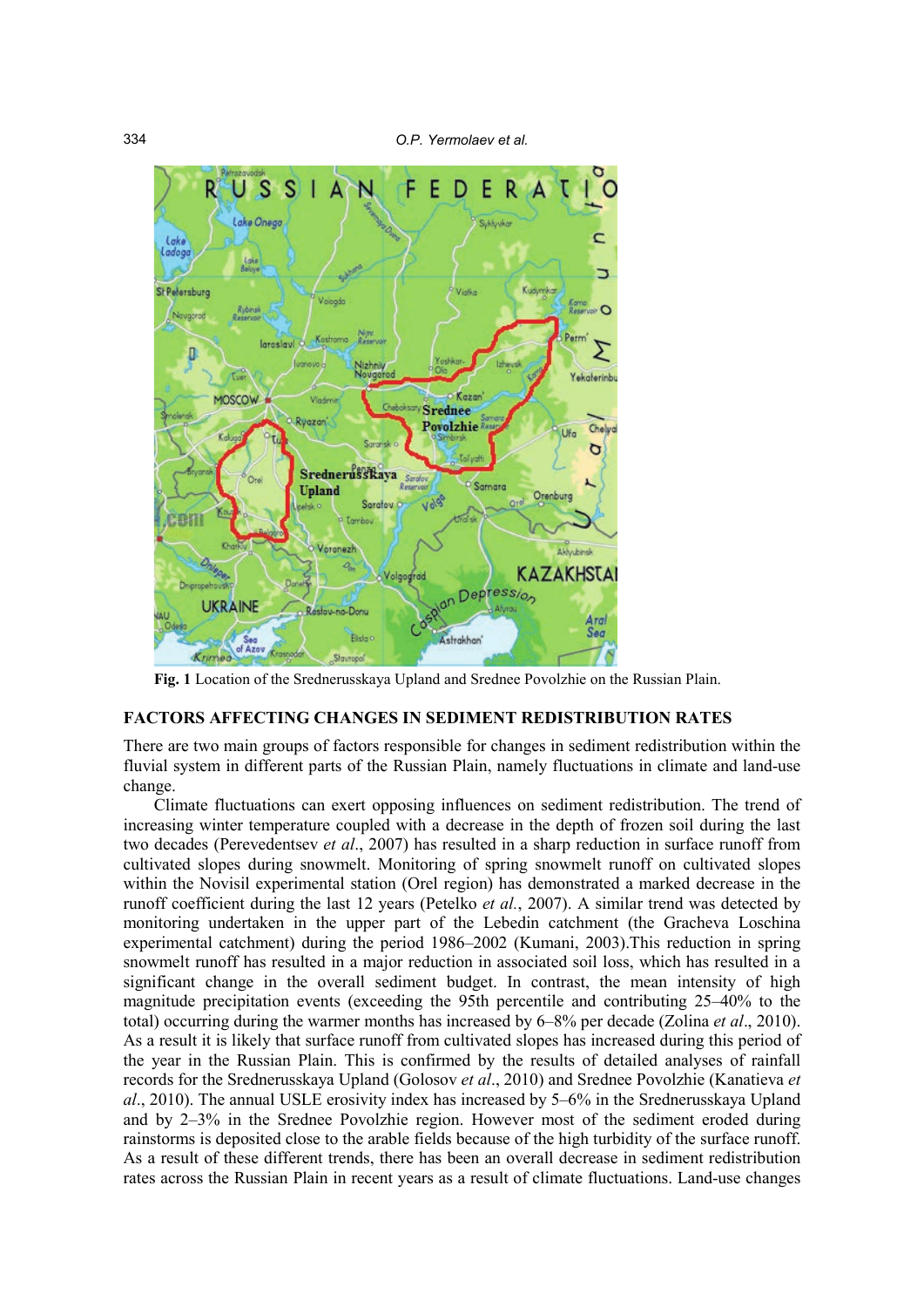**Fig. 1** Location of the Srednerusskaya Upland and Srednee Povolzhie on the Russian Plain.

## FACTORS AFFECTING CHANGES IN SEDIMENT REDISTRIBUTION RATES

There are two main groups of factors responsible for changes in sediment redistribution within the fluvial system in different parts of the Russian Plain, namely fluctuations in climate and land-use change.

Climate fluctuations can exert opposing influences on sediment redistribution. The trend of increasing winter temperature coupled with a decrease in the depth of frozen soil during the last two decades (Perevedentsev *et al*., 2007) has resulted in a sharp reduction in surface runoff from cultivated slopes during snowmelt. Monitoring of spring snowmelt runoff on cultivated slopes within the Novisil experimental station (Orel region) has demonstrated a marked decrease in the runoff coefficient during the last 12 years (Petelko *et al.*, 2007). A similar trend was detected by monitoring undertaken in the upper part of the Lebedin catchment (the Gracheva Loschina experimental catchment) during the period 1986–2002 (Kumani, 2003).This reduction in spring snowmelt runoff has resulted in a major reduction in associated soil loss, which has resulted in a significant change in the overall sediment budget. In contrast, the mean intensity of high magnitude precipitation events (exceeding the 95th percentile and contributing 25–40% to the total) occurring during the warmer months has increased by 6–8% per decade (Zolina *et al*., 2010). As a result it is likely that surface runoff from cultivated slopes has increased during this period of the year in the Russian Plain. This is confirmed by the results of detailed analyses of rainfall records for the Srednerusskaya Upland (Golosov *et al*., 2010) and Srednee Povolzhie (Kanatieva *et al*., 2010). The annual USLE erosivity index has increased by 5–6% in the Srednerusskaya Upland and by 2–3% in the Srednee Povolzhie region. However most of the sediment eroded during rainstorms is deposited close to the arable fields because of the high turbidity of the surface runoff. As a result of these different trends, there has been an overall decrease in sediment redistribution rates across the Russian Plain in recent years as a result of climate fluctuations. Land-use changes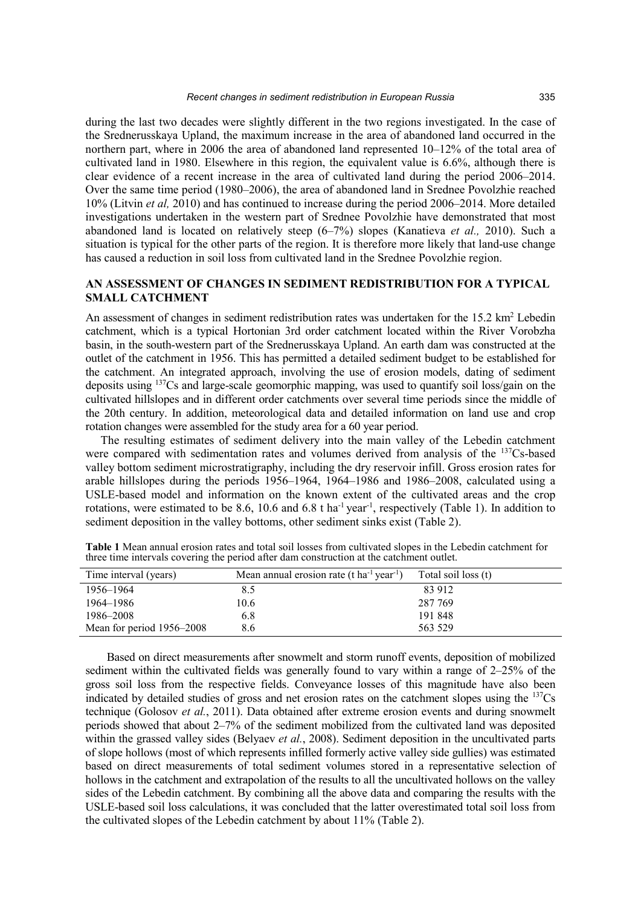during the last two decades were slightly different in the two regions investigated. In the case of the Srednerusskaya Upland, the maximum increase in the area of abandoned land occurred in the northern part, where in 2006 the area of abandoned land represented 10–12% of the total area of cultivated land in 1980. Elsewhere in this region, the equivalent value is 6.6%, although there is clear evidence of a recent increase in the area of cultivated land during the period 2006–2014. Over the same time period (1980–2006), the area of abandoned land in Srednee Povolzhie reached 10% (Litvin *et al,* 2010) and has continued to increase during the period 2006–2014. More detailed investigations undertaken in the western part of Srednee Povolzhie have demonstrated that most abandoned land is located on relatively steep (6–7%) slopes (Kanatieva *et al.,* 2010). Such a situation is typical for the other parts of the region. It is therefore more likely that land-use change has caused a reduction in soil loss from cultivated land in the Srednee Povolzhie region.

## AN ASSESSMENT OF CHANGES IN SEDIMENT REDISTRIBUTION FOR A TYPICAL SMALL CATCHMENT

An assessment of changes in sediment redistribution rates was undertaken for the 15.2 km$^2$ Lebedin catchment, which is a typical Hortonian 3rd order catchment located within the River Vorobzha basin, in the south-western part of the Srednerusskaya Upland. An earth dam was constructed at the outlet of the catchment in 1956. This has permitted a detailed sediment budget to be established for the catchment. An integrated approach, involving the use of erosion models, dating of sediment deposits using $^{137}$Cs and large-scale geomorphic mapping, was used to quantify soil loss/gain on the cultivated hillslopes and in different order catchments over several time periods since the middle of the 20th century. In addition, meteorological data and detailed information on land use and crop rotation changes were assembled for the study area for a 60 year period.

The resulting estimates of sediment delivery into the main valley of the Lebedin catchment were compared with sedimentation rates and volumes derived from analysis of the $^{137}$Cs-based valley bottom sediment microstratigraphy, including the dry reservoir infill. Gross erosion rates for arable hillslopes during the periods 1956–1964, 1964–1986 and 1986–2008, calculated using a USLE-based model and information on the known extent of the cultivated areas and the crop rotations, were estimated to be 8.6, 10.6 and 6.8 t ha$^{-1}$ year$^{-1}$, respectively (Table 1). In addition to sediment deposition in the valley bottoms, other sediment sinks exist (Table 2).

**Table 1** Mean annual erosion rates and total soil losses from cultivated slopes in the Lebedin catchment for three time intervals covering the period after dam construction at the catchment outlet.

| Time interval (years) | Mean annual erosion rate (t ha$^{-1}$ year$^{-1}$) | Total soil loss (t) |
|---|---|---|
| 1956–1964 | 8.5 | 83 912 |
| 1964–1986 | 10.6 | 287 769 |
| 1986–2008 | 6.8 | 191 848 |
| Mean for period 1956–2008 | 8.6 | 563 529 |

Based on direct measurements after snowmelt and storm runoff events, deposition of mobilized sediment within the cultivated fields was generally found to vary within a range of 2–25% of the gross soil loss from the respective fields. Conveyance losses of this magnitude have also been indicated by detailed studies of gross and net erosion rates on the catchment slopes using the $^{137}$Cs technique (Golosov *et al.*, 2011). Data obtained after extreme erosion events and during snowmelt periods showed that about 2–7% of the sediment mobilized from the cultivated land was deposited within the grassed valley sides (Belyaev *et al.*, 2008). Sediment deposition in the uncultivated parts of slope hollows (most of which represents infilled formerly active valley side gullies) was estimated based on direct measurements of total sediment volumes stored in a representative selection of hollows in the catchment and extrapolation of the results to all the uncultivated hollows on the valley sides of the Lebedin catchment. By combining all the above data and comparing the results with the USLE-based soil loss calculations, it was concluded that the latter overestimated total soil loss from the cultivated slopes of the Lebedin catchment by about 11% (Table 2).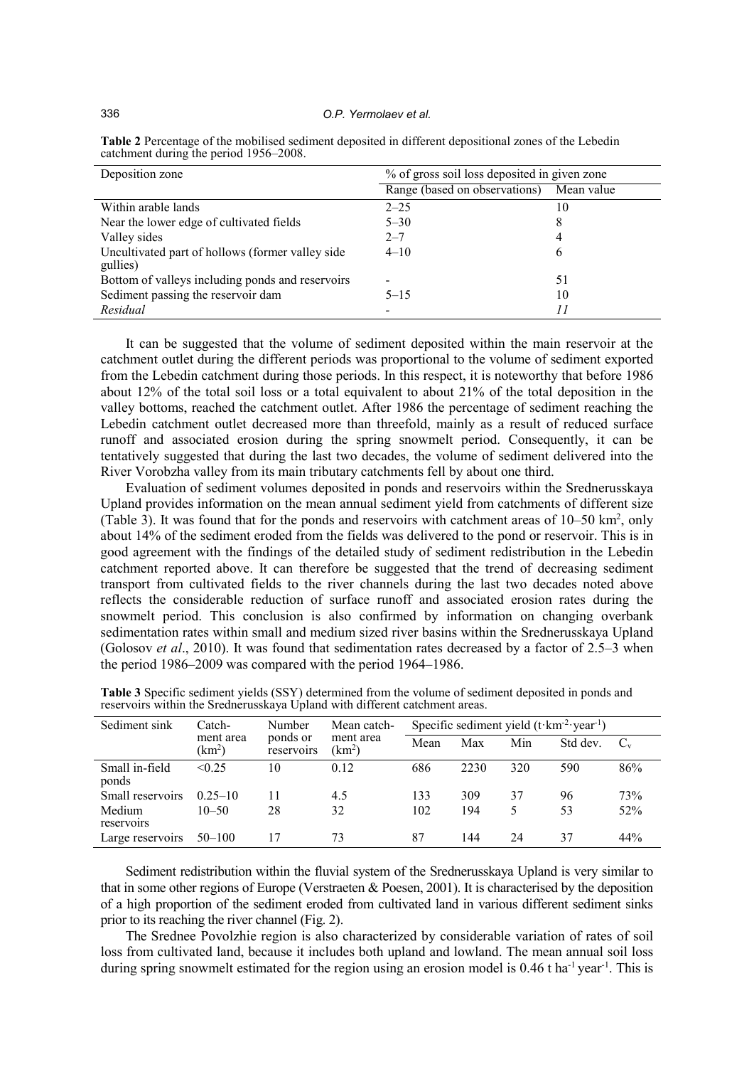**Table 2** Percentage of the mobilised sediment deposited in different depositional zones of the Lebedin catchment during the period 1956–2008.

| Deposition zone | % of gross soil loss deposited in given zone | |
|---|---|---|
| | Range (based on observations) | Mean value |
| Within arable lands | 2–25 | 10 |
| Near the lower edge of cultivated fields | 5–30 | 8 |
| Valley sides | 2–7 | 4 |
| Uncultivated part of hollows (former valley side gullies) | 4–10 | 6 |
| Bottom of valleys including ponds and reservoirs | - | 51 |
| Sediment passing the reservoir dam | 5–15 | 10 |
| *Residual* | - | *11* |

It can be suggested that the volume of sediment deposited within the main reservoir at the catchment outlet during the different periods was proportional to the volume of sediment exported from the Lebedin catchment during those periods. In this respect, it is noteworthy that before 1986 about 12% of the total soil loss or a total equivalent to about 21% of the total deposition in the valley bottoms, reached the catchment outlet. After 1986 the percentage of sediment reaching the Lebedin catchment outlet decreased more than threefold, mainly as a result of reduced surface runoff and associated erosion during the spring snowmelt period. Consequently, it can be tentatively suggested that during the last two decades, the volume of sediment delivered into the River Vorobzha valley from its main tributary catchments fell by about one third.

Evaluation of sediment volumes deposited in ponds and reservoirs within the Srednerusskaya Upland provides information on the mean annual sediment yield from catchments of different size (Table 3). It was found that for the ponds and reservoirs with catchment areas of 10–50 km$^2$, only about 14% of the sediment eroded from the fields was delivered to the pond or reservoir. This is in good agreement with the findings of the detailed study of sediment redistribution in the Lebedin catchment reported above. It can therefore be suggested that the trend of decreasing sediment transport from cultivated fields to the river channels during the last two decades noted above reflects the considerable reduction of surface runoff and associated erosion rates during the snowmelt period. This conclusion is also confirmed by information on changing overbank sedimentation rates within small and medium sized river basins within the Srednerusskaya Upland (Golosov *et al*., 2010). It was found that sedimentation rates decreased by a factor of 2.5–3 when the period 1986–2009 was compared with the period 1964–1986.

**Table 3** Specific sediment yields (SSY) determined from the volume of sediment deposited in ponds and reservoirs within the Srednerusskaya Upland with different catchment areas.

| Sediment sink | Catchment area (km$^2$) | Number ponds or reservoirs | Mean catchment area (km$^2$) | Specific sediment yield (t·km$^{-2}$·year$^{-1}$) | | | | |
|---|---|---|---|---|---|---|---|---|
| | | | | Mean | Max | Min | Std dev. | $C_v$ |
| Small in-field ponds | <0.25 | 10 | 0.12 | 686 | 2230 | 320 | 590 | 86% |
| Small reservoirs | 0.25–10 | 11 | 4.5 | 133 | 309 | 37 | 96 | 73% |
| Medium reservoirs | 10–50 | 28 | 32 | 102 | 194 | 5 | 53 | 52% |
| Large reservoirs | 50–100 | 17 | 73 | 87 | 144 | 24 | 37 | 44% |

Sediment redistribution within the fluvial system of the Srednerusskaya Upland is very similar to that in some other regions of Europe (Verstraeten & Poesen, 2001). It is characterised by the deposition of a high proportion of the sediment eroded from cultivated land in various different sediment sinks prior to its reaching the river channel (Fig. 2).

The Srednee Povolzhie region is also characterized by considerable variation of rates of soil loss from cultivated land, because it includes both upland and lowland. The mean annual soil loss during spring snowmelt estimated for the region using an erosion model is 0.46 t ha$^{-1}$ year$^{-1}$. This is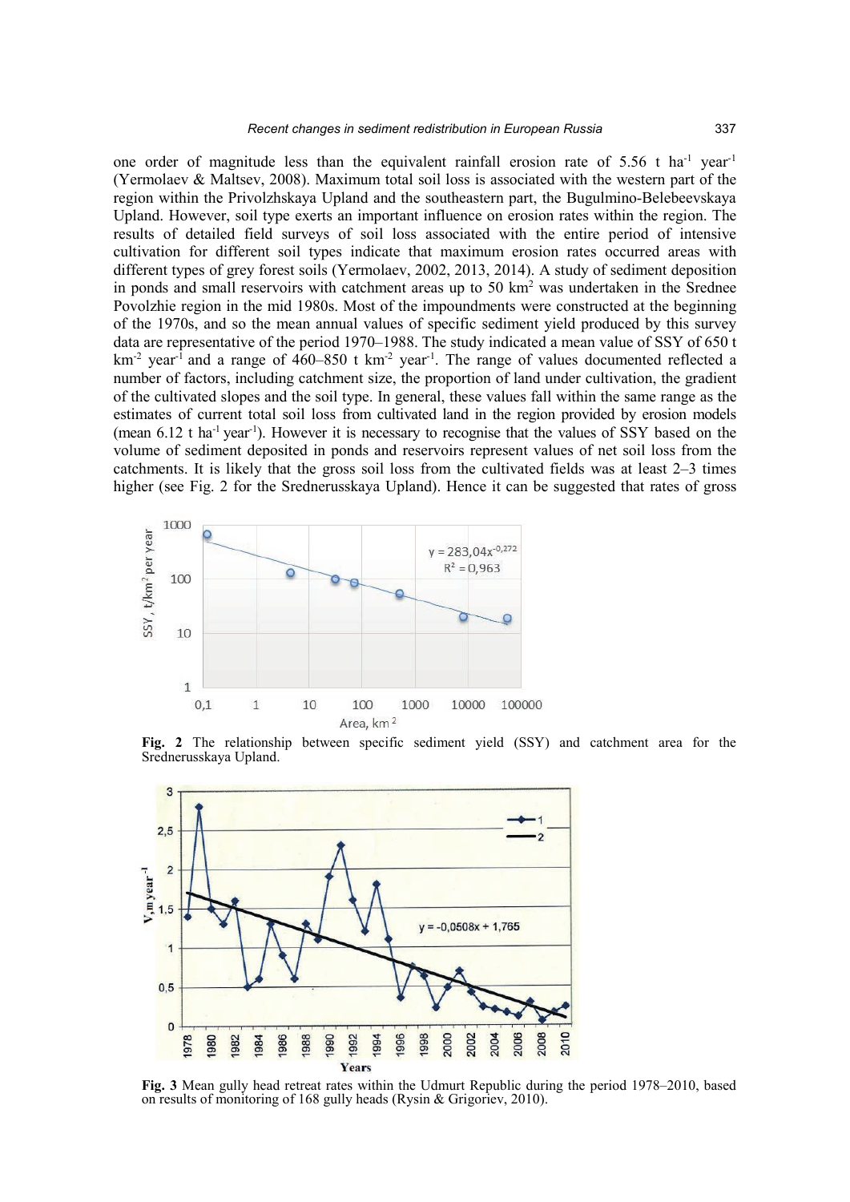one order of magnitude less than the equivalent rainfall erosion rate of 5.56 t ha$^{-1}$ year$^{-1}$ (Yermolaev & Maltsev, 2008). Maximum total soil loss is associated with the western part of the region within the Privolzhskaya Upland and the southeastern part, the Bugulmino-Belebeevskaya Upland. However, soil type exerts an important influence on erosion rates within the region. The results of detailed field surveys of soil loss associated with the entire period of intensive cultivation for different soil types indicate that maximum erosion rates occurred areas with different types of grey forest soils (Yermolaev, 2002, 2013, 2014). A study of sediment deposition in ponds and small reservoirs with catchment areas up to 50 km$^2$ was undertaken in the Srednee Povolzhie region in the mid 1980s. Most of the impoundments were constructed at the beginning of the 1970s, and so the mean annual values of specific sediment yield produced by this survey data are representative of the period 1970–1988. The study indicated a mean value of SSY of 650 t km$^{-2}$ year$^{-1}$ and a range of 460–850 t km$^{-2}$ year$^{-1}$. The range of values documented reflected a number of factors, including catchment size, the proportion of land under cultivation, the gradient of the cultivated slopes and the soil type. In general, these values fall within the same range as the estimates of current total soil loss from cultivated land in the region provided by erosion models (mean 6.12 t ha$^{-1}$ year$^{-1}$). However it is necessary to recognise that the values of SSY based on the volume of sediment deposited in ponds and reservoirs represent values of net soil loss from the catchments. It is likely that the gross soil loss from the cultivated fields was at least 2–3 times higher (see Fig. 2 for the Srednerusskaya Upland). Hence it can be suggested that rates of gross

**Fig. 2** The relationship between specific sediment yield (SSY) and catchment area for the Srednerusskaya Upland.

**Fig. 3** Mean gully head retreat rates within the Udmurt Republic during the period 1978–2010, based on results of monitoring of 168 gully heads (Rysin & Grigoriev, 2010).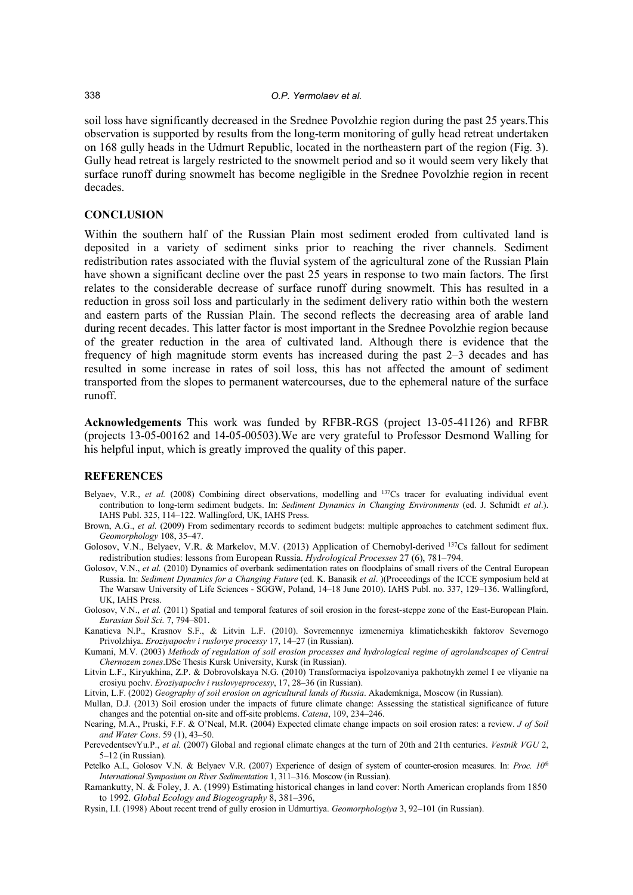soil loss have significantly decreased in the Srednee Povolzhie region during the past 25 years.This observation is supported by results from the long-term monitoring of gully head retreat undertaken on 168 gully heads in the Udmurt Republic, located in the northeastern part of the region (Fig. 3). Gully head retreat is largely restricted to the snowmelt period and so it would seem very likely that surface runoff during snowmelt has become negligible in the Srednee Povolzhie region in recent decades.

## CONCLUSION

Within the southern half of the Russian Plain most sediment eroded from cultivated land is deposited in a variety of sediment sinks prior to reaching the river channels. Sediment redistribution rates associated with the fluvial system of the agricultural zone of the Russian Plain have shown a significant decline over the past 25 years in response to two main factors. The first relates to the considerable decrease of surface runoff during snowmelt. This has resulted in a reduction in gross soil loss and particularly in the sediment delivery ratio within both the western and eastern parts of the Russian Plain. The second reflects the decreasing area of arable land during recent decades. This latter factor is most important in the Srednee Povolzhie region because of the greater reduction in the area of cultivated land. Although there is evidence that the frequency of high magnitude storm events has increased during the past 2–3 decades and has resulted in some increase in rates of soil loss, this has not affected the amount of sediment transported from the slopes to permanent watercourses, due to the ephemeral nature of the surface runoff.

**Acknowledgements** This work was funded by RFBR-RGS (project 13-05-41126) and RFBR (projects 13-05-00162 and 14-05-00503).We are very grateful to Professor Desmond Walling for his helpful input, which is greatly improved the quality of this paper.

## REFERENCES

Belyaev, V.R., *et al.* (2008) Combining direct observations, modelling and $^{137}Cs$ tracer for evaluating individual event contribution to long-term sediment budgets. In: *Sediment Dynamics in Changing Environments* (ed. J. Schmidt *et al*.). IAHS Publ. 325, 114–122. Wallingford, UK, IAHS Press.

Brown, A.G., *et al.* (2009) From sedimentary records to sediment budgets: multiple approaches to catchment sediment flux. *Geomorphology* 108, 35–47.

Golosov, V.N., Belyaev, V.R. & Markelov, M.V. (2013) Application of Chernobyl-derived $^{137}Cs$ fallout for sediment redistribution studies: lessons from European Russia. *Hydrological Processes* 27 (6), 781–794.

Golosov, V.N., *et al.* (2010) Dynamics of overbank sedimentation rates on floodplains of small rivers of the Central European Russia. In: *Sediment Dynamics for a Changing Future* (ed. K. Banasik *et al*. )(Proceedings of the ICCE symposium held at The Warsaw University of Life Sciences - SGGW, Poland, 14–18 June 2010). IAHS Publ. no. 337, 129–136. Wallingford, UK, IAHS Press.

Golosov, V.N., *et al.* (2011) Spatial and temporal features of soil erosion in the forest-steppe zone of the East-European Plain. *Eurasian Soil Sci.* 7, 794–801.

Kanatieva N.P., Krasnov S.F., & Litvin L.F. (2010). Sovremennye izmenerniya klimaticheskikh faktorov Severnogo Privolzhiya. *Eroziyapochv i ruslovye processy* 17, 14–27 (in Russian).

Kumani, M.V. (2003) *Methods of regulation of soil erosion processes and hydrological regime of agrolandscapes of Central Chernozem zones*.DSc Thesis Kursk University, Kursk (in Russian).

Litvin L.F., Kiryukhina, Z.P. & Dobrovolskaya N.G. (2010) Transformaciya ispolzovaniya pakhotnykh zemel I ee vliyanie na erosiyu pochv. *Eroziyapochv i ruslovyeprocessy*, 17, 28–36 (in Russian).

Litvin, L.F. (2002) *Geography of soil erosion on agricultural lands of Russia*. Akademkniga, Moscow (in Russian).

Mullan, D.J. (2013) Soil erosion under the impacts of future climate change: Assessing the statistical significance of future changes and the potential on-site and off-site problems. *Catena*, 109, 234–246.

Nearing, M.A., Pruski, F.F. & O'Neal, M.R. (2004) Expected climate change impacts on soil erosion rates: a review. *J of Soil and Water Cons*. 59 (1), 43–50.

PerevedentsevYu.P., *et al.* (2007) Global and regional climate changes at the turn of 20th and 21th centuries. *Vestnik VGU* 2, 5–12 (in Russian).

Petelko A.I., Golosov V.N. & Belyaev V.R. (2007) Experience of design of system of counter-erosion measures. In: *Proc. 10th International Symposium on River Sedimentation* 1, 311–316. Moscow (in Russian).

Ramankutty, N. & Foley, J. A. (1999) Estimating historical changes in land cover: North American croplands from 1850 to 1992. *Global Ecology and Biogeography* 8, 381–396,

Rysin, I.I. (1998) About recent trend of gully erosion in Udmurtiya. *Geomorphologiya* 3, 92–101 (in Russian).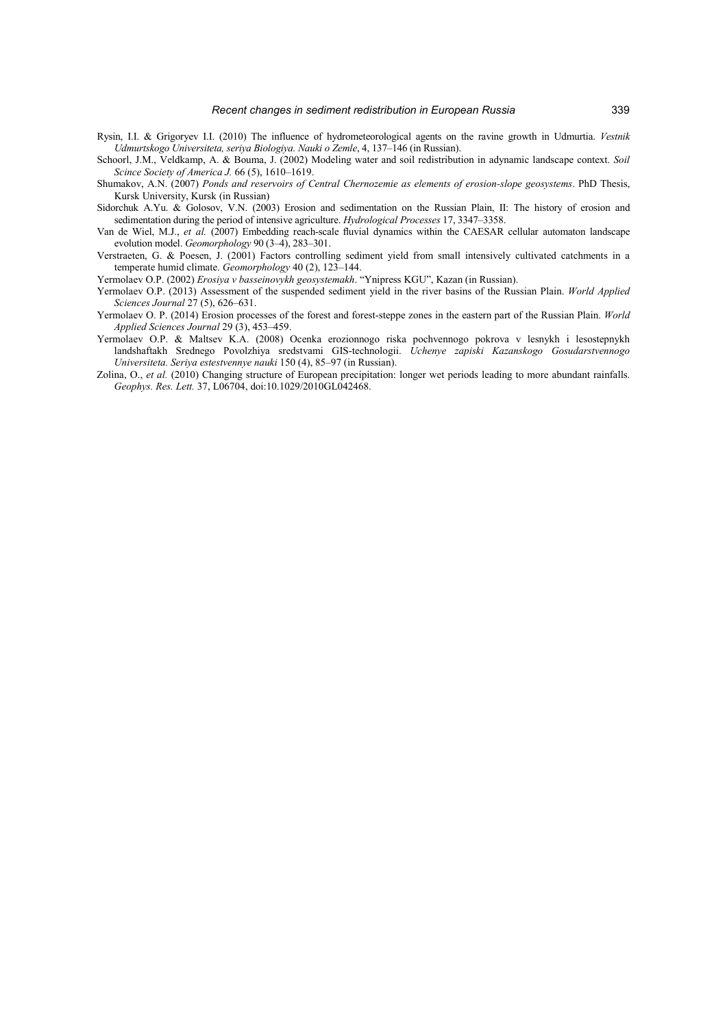Rysin, I.I. & Grigoryev I.I. (2010) The influence of hydrometeorological agents on the ravine growth in Udmurtia. *Vestnik Udmurtskogo Universiteta, seriya Biologiya. Nauki o Zemle*, 4, 137–146 (in Russian).

Schoorl, J.M., Veldkamp, A. & Bouma, J. (2002) Modeling water and soil redistribution in adynamic landscape context. *Soil Scince Society of America J.* 66 (5), 1610–1619.

Shumakov, A.N. (2007) *Ponds and reservoirs of Central Chernozemie as elements of erosion-slope geosystems*. PhD Thesis, Kursk University, Kursk (in Russian)

Sidorchuk A.Yu. & Golosov, V.N. (2003) Erosion and sedimentation on the Russian Plain, II: The history of erosion and sedimentation during the period of intensive agriculture. *Hydrological Processes* 17, 3347–3358.

Van de Wiel, M.J., *et al.* (2007) Embedding reach-scale fluvial dynamics within the CAESAR cellular automaton landscape evolution model. *Geomorphology* 90 (3–4), 283–301.

Verstraeten, G. & Poesen, J. (2001) Factors controlling sediment yield from small intensively cultivated catchments in a temperate humid climate. *Geomorphology* 40 (2), 123–144.

Yermolaev O.P. (2002) *Erosiya v basseinovykh geosystemakh*. "Ynipress KGU", Kazan (in Russian).

Yermolaev O.P. (2013) Assessment of the suspended sediment yield in the river basins of the Russian Plain. *World Applied Sciences Journal* 27 (5), 626–631.

Yermolaev O. P. (2014) Erosion processes of the forest and forest-steppe zones in the eastern part of the Russian Plain. *World Applied Sciences Journal* 29 (3), 453–459.

Yermolaev O.P. & Maltsev K.A. (2008) Ocenka erozionnogo riska pochvennogo pokrova v lesnykh i lesostepnykh landshaftakh Srednego Povolzhiya sredstvami GIS-technologii. *Uchenye zapiski Kazanskogo Gosudarstvennogo Universiteta. Seriya estestvennye nauki* 150 (4), 85–97 (in Russian).

Zolina, O., *et al.* (2010) Changing structure of European precipitation: longer wet periods leading to more abundant rainfalls. *Geophys. Res. Lett.* 37, L06704, doi:10.1029/2010GL042468.